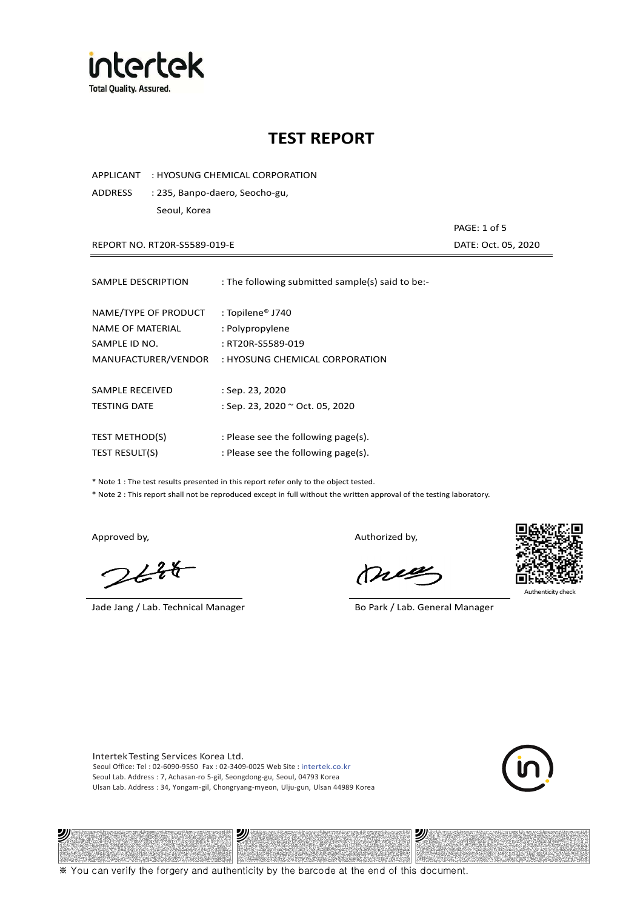intertek
Total Quality. Assured.

# TEST REPORT

APPLICANT : HYOSUNG CHEMICAL CORPORATION

ADDRESS : 235, Banpo-daero, Seocho-gu,
Seoul, Korea

PAGE: 1 of 5

REPORT NO. RT20R-S5589-019-E DATE: Oct. 05, 2020

| | |
|---|---|
| SAMPLE DESCRIPTION | : The following submitted sample(s) said to be:- |
| NAME/TYPE OF PRODUCT | : Topilene® J740 |
| NAME OF MATERIAL | : Polypropylene |
| SAMPLE ID NO. | : RT20R-S5589-019 |
| MANUFACTURER/VENDOR | : HYOSUNG CHEMICAL CORPORATION |
| SAMPLE RECEIVED | : Sep. 23, 2020 |
| TESTING DATE | : Sep. 23, 2020 ~ Oct. 05, 2020 |
| TEST METHOD(S) | : Please see the following page(s). |
| TEST RESULT(S) | : Please see the following page(s). |

\* Note 1 : The test results presented in this report refer only to the object tested.

\* Note 2 : This report shall not be reproduced except in full without the written approval of the testing laboratory.

Approved by,

Jade Jang / Lab. Technical Manager

Authorized by,

Bo Park / Lab. General Manager

Authenticity check

Intertek Testing Services Korea Ltd.
Seoul Office: Tel : 02-6090-9550 Fax : 02-3409-0025 Web Site : intertek.co.kr
Seoul Lab. Address : 7, Achasan-ro 5-gil, Seongdong-gu, Seoul, 04793 Korea
Ulsan Lab. Address : 34, Yongam-gil, Chongryang-myeon, Ulju-gun, Ulsan 44989 Korea

※ You can verify the forgery and authenticity by the barcode at the end of this document.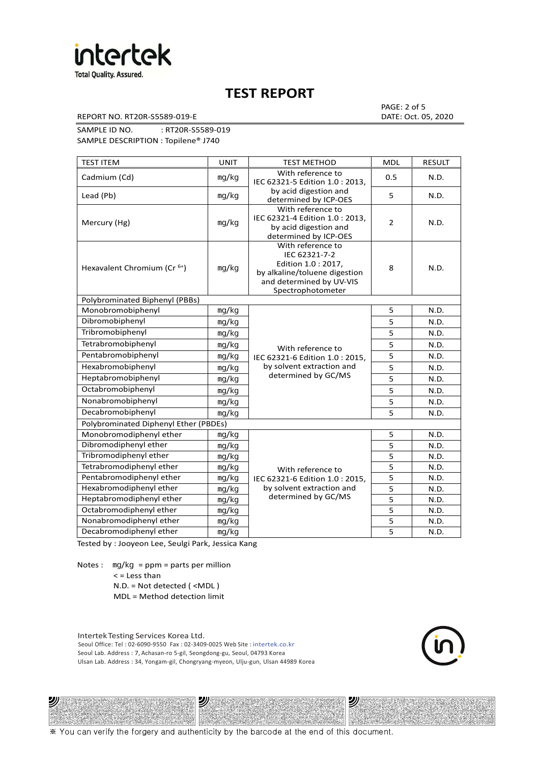# TEST REPORT

REPORT NO. RT20R-S5589-019-E

PAGE: 2 of 5
DATE: Oct. 05, 2020

SAMPLE ID NO. : RT20R-S5589-019
SAMPLE DESCRIPTION : Topilene® J740

| TEST ITEM | UNIT | TEST METHOD | MDL | RESULT |
|---|---|---|---|---|
| Cadmium (Cd) | mg/kg | With reference to IEC 62321-5 Edition 1.0 : 2013, by acid digestion and determined by ICP-OES | 0.5 | N.D. |
| Lead (Pb) | mg/kg | | 5 | N.D. |
| Mercury (Hg) | mg/kg | With reference to IEC 62321-4 Edition 1.0 : 2013, by acid digestion and determined by ICP-OES | 2 | N.D. |
| Hexavalent Chromium ($Cr^{6+}$) | mg/kg | With reference to IEC 62321-7-2 Edition 1.0 : 2017, by alkaline/toluene digestion and determined by UV-VIS Spectrophotometer | 8 | N.D. |
| Polybrominated Biphenyl (PBBs) | | | | |
| Monobromobiphenyl | mg/kg | With reference to IEC 62321-6 Edition 1.0 : 2015, by solvent extraction and determined by GC/MS | 5 | N.D. |
| Dibromobiphenyl | mg/kg | | 5 | N.D. |
| Tribromobiphenyl | mg/kg | | 5 | N.D. |
| Tetrabromobiphenyl | mg/kg | | 5 | N.D. |
| Pentabromobiphenyl | mg/kg | | 5 | N.D. |
| Hexabromobiphenyl | mg/kg | | 5 | N.D. |
| Heptabromobiphenyl | mg/kg | | 5 | N.D. |
| Octabromobiphenyl | mg/kg | | 5 | N.D. |
| Nonabromobiphenyl | mg/kg | | 5 | N.D. |
| Decabromobiphenyl | mg/kg | | 5 | N.D. |
| Polybrominated Diphenyl Ether (PBDEs) | | | | |
| Monobromodiphenyl ether | mg/kg | With reference to IEC 62321-6 Edition 1.0 : 2015, by solvent extraction and determined by GC/MS | 5 | N.D. |
| Dibromodiphenyl ether | mg/kg | | 5 | N.D. |
| Tribromodiphenyl ether | mg/kg | | 5 | N.D. |
| Tetrabromodiphenyl ether | mg/kg | | 5 | N.D. |
| Pentabromodiphenyl ether | mg/kg | | 5 | N.D. |
| Hexabromodiphenyl ether | mg/kg | | 5 | N.D. |
| Heptabromodiphenyl ether | mg/kg | | 5 | N.D. |
| Octabromodiphenyl ether | mg/kg | | 5 | N.D. |
| Nonabromodiphenyl ether | mg/kg | | 5 | N.D. |
| Decabromodiphenyl ether | mg/kg | | 5 | N.D. |

Tested by : Jooyeon Lee, Seulgi Park, Jessica Kang

Notes : mg/kg = ppm = parts per million
< = Less than
N.D. = Not detected ( <MDL )
MDL = Method detection limit

Intertek Testing Services Korea Ltd.
Seoul Office: Tel : 02-6090-9550 Fax : 02-3409-0025 Web Site : intertek.co.kr
Seoul Lab. Address : 7, Achasan-ro 5-gil, Seongdong-gu, Seoul, 04793 Korea
Ulsan Lab. Address : 34, Yongam-gil, Chongryang-myeon, Ulju-gun, Ulsan 44989 Korea

※ You can verify the forgery and authenticity by the barcode at the end of this document.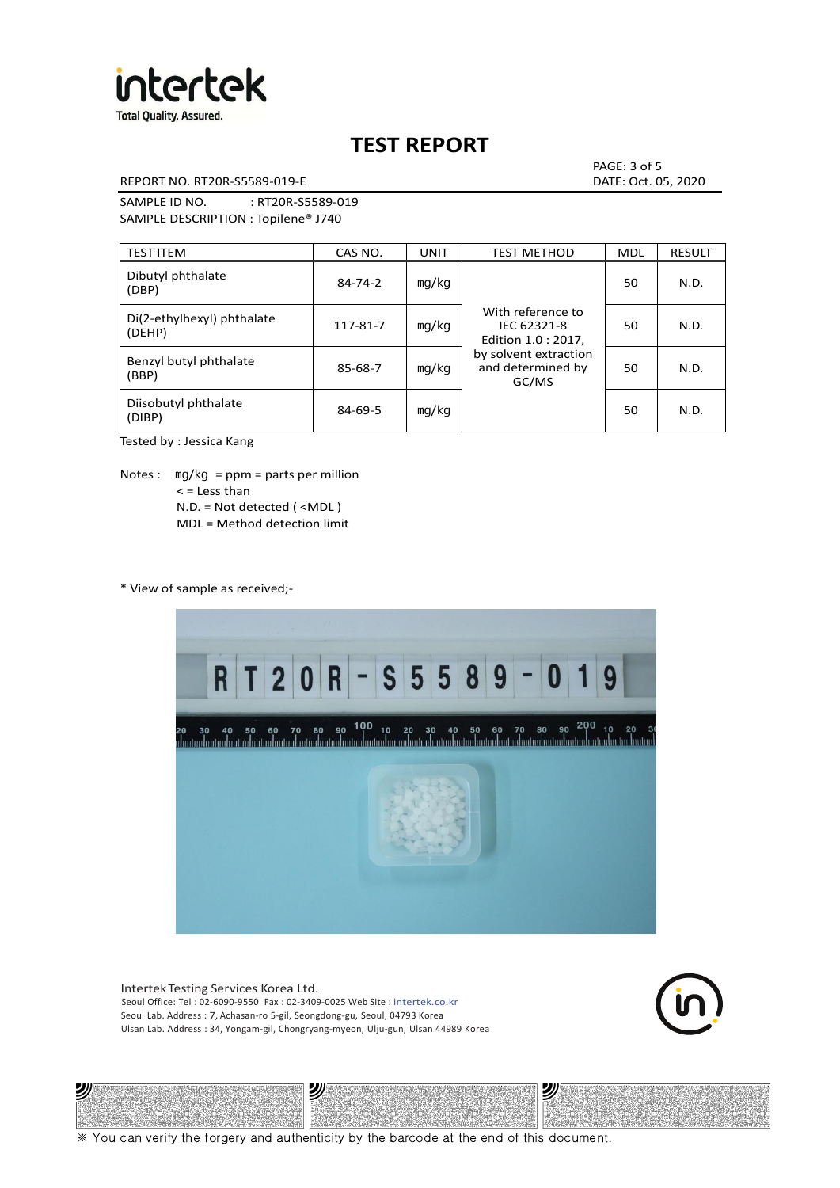# TEST REPORT

REPORT NO. RT20R-S5589-019-E

DATE: Oct. 05, 2020

SAMPLE ID NO. : RT20R-S5589-019

SAMPLE DESCRIPTION : Topilene® J740

| TEST ITEM | CAS NO. | UNIT | TEST METHOD | MDL | RESULT |
|---|---|---|---|---|---|
| Dibutyl phthalate (DBP) | 84-74-2 | mg/kg | With reference to IEC 62321-8 Edition 1.0 : 2017, by solvent extraction and determined by GC/MS | 50 | N.D. |
| Di(2-ethylhexyl) phthalate (DEHP) | 117-81-7 | mg/kg | | 50 | N.D. |
| Benzyl butyl phthalate (BBP) | 85-68-7 | mg/kg | | 50 | N.D. |
| Diisobutyl phthalate (DIBP) | 84-69-5 | mg/kg | | 50 | N.D. |

Tested by : Jessica Kang

Notes : mg/kg = ppm = parts per million
< = Less than
N.D. = Not detected ( <MDL )
MDL = Method detection limit

* View of sample as received;-

Intertek Testing Services Korea Ltd.
Seoul Office: Tel : 02-6090-9550 Fax : 02-3409-0025 Web Site : intertek.co.kr
Seoul Lab. Address : 7, Achasan-ro 5-gil, Seongdong-gu, Seoul, 04793 Korea
Ulsan Lab. Address : 34, Yongam-gil, Chongryang-myeon, Ulju-gun, Ulsan 44989 Korea

※ You can verify the forgery and authenticity by the barcode at the end of this document.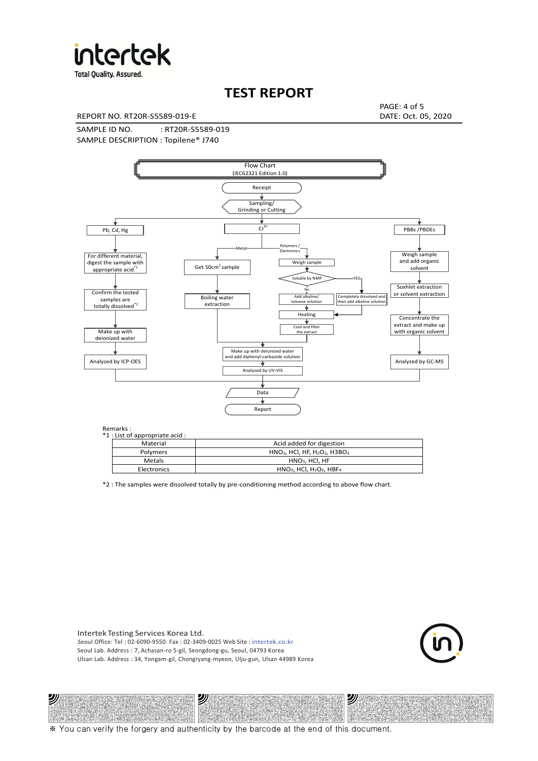# TEST REPORT

REPORT NO. RT20R-S5589-019-E

DATE: Oct. 05, 2020

SAMPLE ID NO. : RT20R-S5589-019

SAMPLE DESCRIPTION : Topilene® J740

Flow Chart
(IEC62321 Edition 1.0)

Receipt → Sampling/ Grinding or Cutting

- Pb, Cd, Hg → For different material, digest the sample with appropriate acid[*1] → Confirm the tested samples are totally dissolved[*2] → Make up with deionized water → Analyzed by ICP-OES
- $Cr^{6+}$
  - Metal → Get 50cm$^2$ sample → Boiling water extraction → Make up with deionized water and add diphenyl-carbazide solution
  - Polymers / Electronics → Weigh sample → Soluble by NMP
    - No → Add alkaline/ toluene solution → Heating
    - YES → Completely dissolved and then add alkaline solution → Heating
    - Heating → Cool and filter the extract → Make up with deionized water and add diphenyl-carbazide solution
  - Make up with deionized water and add diphenyl-carbazide solution → Analyzed by UV-VIS
- PBBs /PBDEs → Weigh sample and add organic solvent → Soxhlet extraction or solvent extraction → Concentrate the extract and make up with organic solvent → Analyzed by GC-MS

→ Data → Report

Remarks :

*1 : List of appropriate acid :

| Material | Acid added for digestion |
|---|---|
| Polymers | $HNO_3$, HCl, HF, $H_2O_2$, $H3BO_3$ |
| Metals | $HNO_3$, HCl, HF |
| Electronics | $HNO_3$, HCl, $H_2O_2$, $HBF_4$ |

*2 : The samples were dissolved totally by pre-conditioning method according to above flow chart.

Intertek Testing Services Korea Ltd.
Seoul Office: Tel : 02-6090-9550 Fax : 02-3409-0025 Web Site : intertek.co.kr
Seoul Lab. Address : 7, Achasan-ro 5-gil, Seongdong-gu, Seoul, 04793 Korea
Ulsan Lab. Address : 34, Yongam-gil, Chongryang-myeon, Ulju-gun, Ulsan 44989 Korea

※ You can verify the forgery and authenticity by the barcode at the end of this document.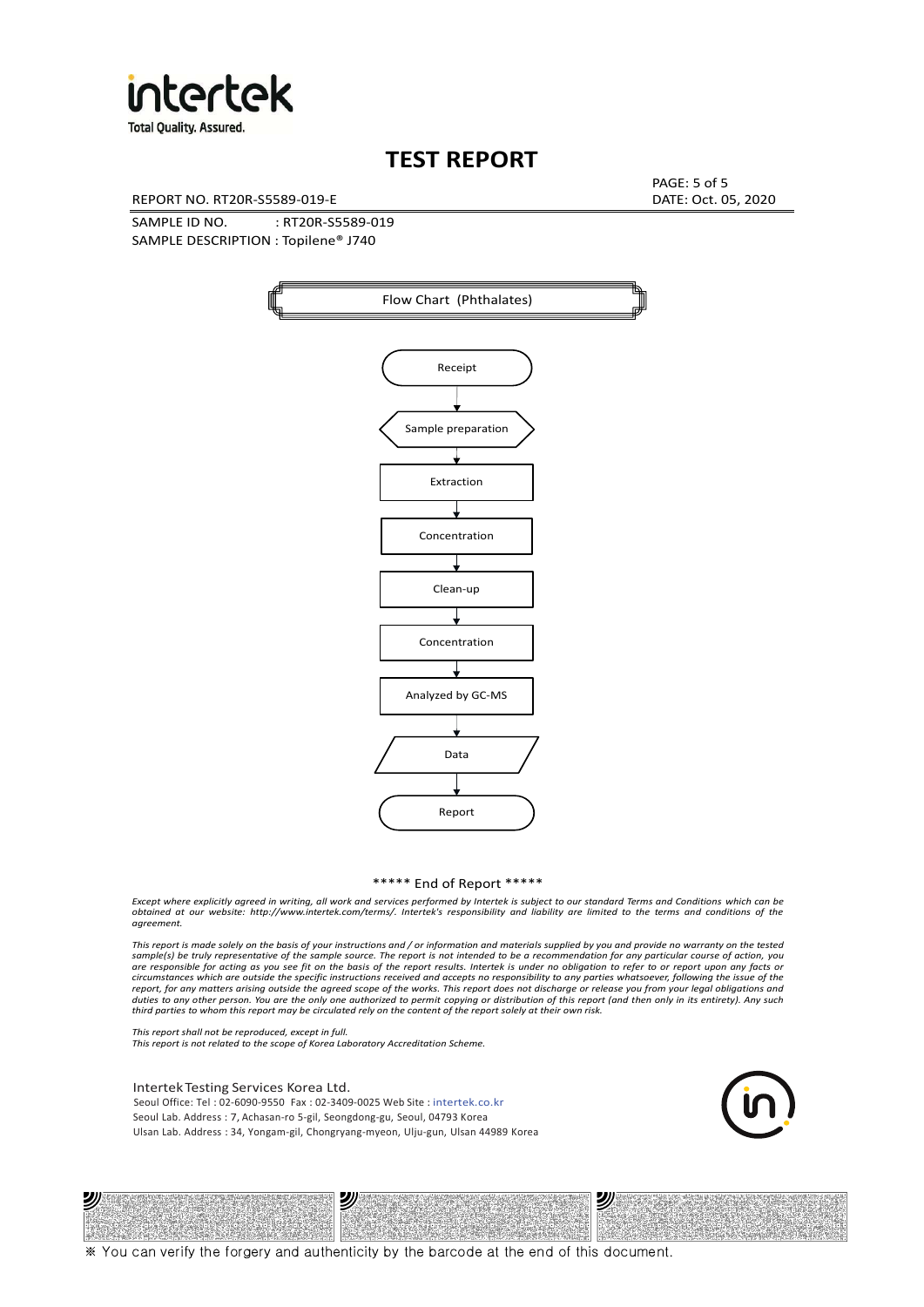# TEST REPORT

REPORT NO. RT20R-S5589-019-E

DATE: Oct. 05, 2020

SAMPLE ID NO. : RT20R-S5589-019

SAMPLE DESCRIPTION : Topilene® J740

## Flow Chart (Phthalates)

Receipt

Sample preparation

Extraction

Concentration

Clean-up

Concentration

Analyzed by GC-MS

Data

Report

\*\*\*\*\* End of Report \*\*\*\*\*

*Except where explicitly agreed in writing, all work and services performed by Intertek is subject to our standard Terms and Conditions which can be obtained at our website: http://www.intertek.com/terms/. Intertek's responsibility and liability are limited to the terms and conditions of the agreement.*

*This report is made solely on the basis of your instructions and / or information and materials supplied by you and provide no warranty on the tested sample(s) be truly representative of the sample source. The report is not intended to be a recommendation for any particular course of action, you are responsible for acting as you see fit on the basis of the report results. Intertek is under no obligation to refer to or report upon any facts or circumstances which are outside the specific instructions received and accepts no responsibility to any parties whatsoever, following the issue of the report, for any matters arising outside the agreed scope of the works. This report does not discharge or release you from your legal obligations and duties to any other person. You are the only one authorized to permit copying or distribution of this report (and then only in its entirety). Any such third parties to whom this report may be circulated rely on the content of the report solely at their own risk.*

*This report shall not be reproduced, except in full.*
*This report is not related to the scope of Korea Laboratory Accreditation Scheme.*

Intertek Testing Services Korea Ltd.
Seoul Office: Tel : 02-6090-9550 Fax : 02-3409-0025 Web Site : intertek.co.kr
Seoul Lab. Address : 7, Achasan-ro 5-gil, Seongdong-gu, Seoul, 04793 Korea
Ulsan Lab. Address : 34, Yongam-gil, Chongryang-myeon, Ulju-gun, Ulsan 44989 Korea

※ You can verify the forgery and authenticity by the barcode at the end of this document.